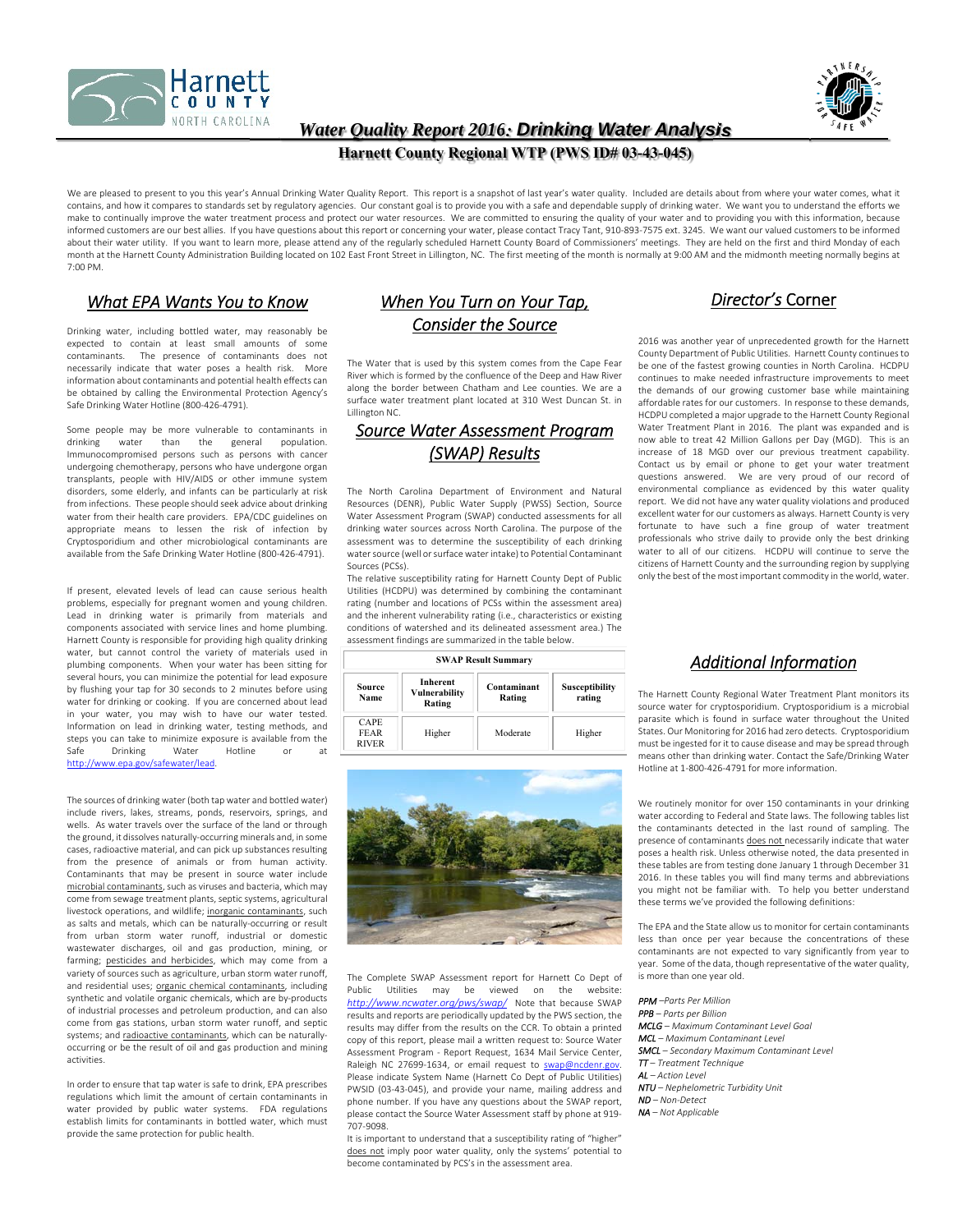# Water Quality Report 2016: Drinking Water Analysis

**Harnett County Regional WTP (PWS ID# 03-43-045)**

We are pleased to present to you this year's Annual Drinking Water Quality Report. This report is a snapshot of last year's water quality. Included are details about from where your water comes, what it contains, and how it compares to standards set by regulatory agencies. Our constant goal is to provide you with a safe and dependable supply of drinking water. We want you to understand the efforts we make to continually improve the water treatment process and protect our water resources. We are committed to ensuring the quality of your water and to providing you with this information, because informed customers are our best allies. If you have questions about this report or concerning your water, please contact Tracy Tant, 910-893-7575 ext. 3245. We want our valued customers to be informed about their water utility. If you want to learn more, please attend any of the regularly scheduled Harnett County Board of Commissioners' meetings. They are held on the first and third Monday of each month at the Harnett County Administration Building located on 102 East Front Street in Lillington, NC. The first meeting of the month is normally at 9:00 AM and the midmonth meeting normally begins at 7:00 PM.

## What EPA Wants You to Know

Drinking water, including bottled water, may reasonably be expected to contain at least small amounts of some contaminants. The presence of contaminants does not necessarily indicate that water poses a health risk. More information about contaminants and potential health effects can be obtained by calling the Environmental Protection Agency's Safe Drinking Water Hotline (800-426-4791).

Some people may be more vulnerable to contaminants in drinking water than the general population. Immunocompromised persons such as persons with cancer undergoing chemotherapy, persons who have undergone organ transplants, people with HIV/AIDS or other immune system disorders, some elderly, and infants can be particularly at risk from infections. These people should seek advice about drinking water from their health care providers. EPA/CDC guidelines on appropriate means to lessen the risk of infection by Cryptosporidium and other microbiological contaminants are available from the Safe Drinking Water Hotline (800-426-4791).

If present, elevated levels of lead can cause serious health problems, especially for pregnant women and young children. Lead in drinking water is primarily from materials and components associated with service lines and home plumbing. Harnett County is responsible for providing high quality drinking water, but cannot control the variety of materials used in plumbing components. When your water has been sitting for several hours, you can minimize the potential for lead exposure by flushing your tap for 30 seconds to 2 minutes before using water for drinking or cooking. If you are concerned about lead in your water, you may wish to have our water tested. Information on lead in drinking water, testing methods, and steps you can take to minimize exposure is available from the Safe Drinking Water Hotline or at http://www.epa.gov/safewater/lead.

The sources of drinking water (both tap water and bottled water) include rivers, lakes, streams, ponds, reservoirs, springs, and wells. As water travels over the surface of the land or through the ground, it dissolves naturally-occurring minerals and, in some cases, radioactive material, and can pick up substances resulting from the presence of animals or from human activity. Contaminants that may be present in source water include microbial contaminants, such as viruses and bacteria, which may come from sewage treatment plants, septic systems, agricultural livestock operations, and wildlife; inorganic contaminants, such as salts and metals, which can be naturally-occurring or result from urban storm water runoff, industrial or domestic wastewater discharges, oil and gas production, mining, or farming; pesticides and herbicides, which may come from a variety of sources such as agriculture, urban storm water runoff, and residential uses; organic chemical contaminants, including synthetic and volatile organic chemicals, which are by-products of industrial processes and petroleum production, and can also come from gas stations, urban storm water runoff, and septic systems; and radioactive contaminants, which can be naturally-occurring or be the result of oil and gas production and mining activities.

In order to ensure that tap water is safe to drink, EPA prescribes regulations which limit the amount of certain contaminants in water provided by public water systems. FDA regulations establish limits for contaminants in bottled water, which must provide the same protection for public health.

## When You Turn on Your Tap, Consider the Source

The Water that is used by this system comes from the Cape Fear River which is formed by the confluence of the Deep and Haw River along the border between Chatham and Lee counties. We are a surface water treatment plant located at 310 West Duncan St. in Lillington NC.

## Source Water Assessment Program (SWAP) Results

The North Carolina Department of Environment and Natural Resources (DENR), Public Water Supply (PWSS) Section, Source Water Assessment Program (SWAP) conducted assessments for all drinking water sources across North Carolina. The purpose of the assessment was to determine the susceptibility of each drinking water source (well or surface water intake) to Potential Contaminant Sources (PCSs).

The relative susceptibility rating for Harnett County Dept of Public Utilities (HCDPU) was determined by combining the contaminant rating (number and locations of PCSs within the assessment area) and the inherent vulnerability rating (i.e., characteristics or existing conditions of watershed and its delineated assessment area.) The assessment findings are summarized in the table below.

**SWAP Result Summary**

| Source Name | Inherent Vulnerability Rating | Contaminant Rating | Susceptibility rating |
|---|---|---|---|
| CAPE FEAR RIVER | Higher | Moderate | Higher |

The Complete SWAP Assessment report for Harnett Co Dept of Public Utilities may be viewed on the website: *http://www.ncwater.org/pws/swap/* Note that because SWAP results and reports are periodically updated by the PWS section, the results may differ from the results on the CCR. To obtain a printed copy of this report, please mail a written request to: Source Water Assessment Program - Report Request, 1634 Mail Service Center, Raleigh NC 27699-1634, or email request to swap@ncdenr.gov. Please indicate System Name (Harnett Co Dept of Public Utilities) PWSID (03-43-045), and provide your name, mailing address and phone number. If you have any questions about the SWAP report, please contact the Source Water Assessment staff by phone at 919-707-9098.

It is important to understand that a susceptibility rating of "higher" does not imply poor water quality, only the systems' potential to become contaminated by PCS's in the assessment area.

## Director's Corner

2016 was another year of unprecedented growth for the Harnett County Department of Public Utilities. Harnett County continues to be one of the fastest growing counties in North Carolina. HCDPU continues to make needed infrastructure improvements to meet the demands of our growing customer base while maintaining affordable rates for our customers. In response to these demands, HCDPU completed a major upgrade to the Harnett County Regional Water Treatment Plant in 2016. The plant was expanded and is now able to treat 42 Million Gallons per Day (MGD). This is an increase of 18 MGD over our previous treatment capability. Contact us by email or phone to get your water treatment questions answered. We are very proud of our record of environmental compliance as evidenced by this water quality report. We did not have any water quality violations and produced excellent water for our customers as always. Harnett County is very fortunate to have such a fine group of water treatment professionals who strive daily to provide only the best drinking water to all of our citizens. HCDPU will continue to serve the citizens of Harnett County and the surrounding region by supplying only the best of the most important commodity in the world, water.

## Additional Information

The Harnett County Regional Water Treatment Plant monitors its source water for cryptosporidium. Cryptosporidium is a microbial parasite which is found in surface water throughout the United States. Our Monitoring for 2016 had zero detects. Cryptosporidium must be ingested for it to cause disease and may be spread through means other than drinking water. Contact the Safe/Drinking Water Hotline at 1-800-426-4791 for more information.

We routinely monitor for over 150 contaminants in your drinking water according to Federal and State laws. The following tables list the contaminants detected in the last round of sampling. The presence of contaminants does not necessarily indicate that water poses a health risk. Unless otherwise noted, the data presented in these tables are from testing done January 1 through December 31 2016. In these tables you will find many terms and abbreviations you might not be familiar with. To help you better understand these terms we've provided the following definitions:

The EPA and the State allow us to monitor for certain contaminants less than once per year because the concentrations of these contaminants are not expected to vary significantly from year to year. Some of the data, though representative of the water quality, is more than one year old.

***PPM*** *–Parts Per Million*
***PPB*** *– Parts per Billion*
***MCLG*** *– Maximum Contaminant Level Goal*
***MCL*** *– Maximum Contaminant Level*
***SMCL*** *– Secondary Maximum Contaminant Level*
***TT*** *– Treatment Technique*
***AL*** *– Action Level*
***NTU*** *– Nephelometric Turbidity Unit*
***ND*** *– Non-Detect*
***NA*** *– Not Applicable*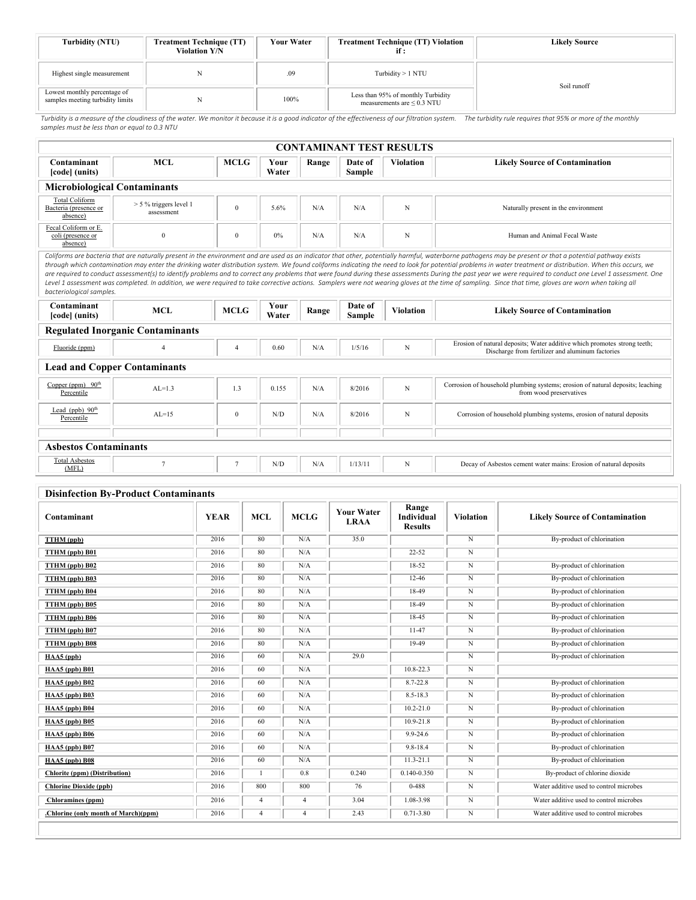| Turbidity (NTU) | Treatment Technique (TT) Violation Y/N | Your Water | Treatment Technique (TT) Violation if : | Likely Source |
|---|---|---|---|---|
| Highest single measurement | N | .09 | Turbidity > 1 NTU | Soil runoff |
| Lowest monthly percentage of samples meeting turbidity limits | N | 100% | Less than 95% of monthly Turbidity measurements are ≤ 0.3 NTU | |

*Turbidity is a measure of the cloudiness of the water. We monitor it because it is a good indicator of the effectiveness of our filtration system. The turbidity rule requires that 95% or more of the monthly samples must be less than or equal to 0.3 NTU*

## CONTAMINANT TEST RESULTS

| Contaminant [code] (units) | MCL | MCLG | Your Water | Range | Date of Sample | Violation | Likely Source of Contamination |
|---|---|---|---|---|---|---|---|
| **Microbiological Contaminants** | | | | | | | |
| Total Coliform Bacteria (presence or absence) | > 5 % triggers level 1 assessment | 0 | 5.6% | N/A | N/A | N | Naturally present in the environment |
| Fecal Coliform or E. coli (presence or absence) | 0 | 0 | 0% | N/A | N/A | N | Human and Animal Fecal Waste |

*Coliforms are bacteria that are naturally present in the environment and are used as an indicator that other, potentially harmful, waterborne pathogens may be present or that a potential pathway exists through which contamination may enter the drinking water distribution system. We found coliforms indicating the need to look for potential problems in water treatment or distribution. When this occurs, we are required to conduct assessment(s) to identify problems and to correct any problems that were found during these assessments During the past year we were required to conduct one Level 1 assessment. One Level 1 assessment was completed. In addition, we were required to take corrective actions. Samplers were not wearing gloves at the time of sampling. Since that time, gloves are worn when taking all bacteriological samples.*

| Contaminant [code] (units) | MCL | MCLG | Your Water | Range | Date of Sample | Violation | Likely Source of Contamination |
|---|---|---|---|---|---|---|---|
| **Regulated Inorganic Contaminants** | | | | | | | |
| Fluoride (ppm) | 4 | 4 | 0.60 | N/A | 1/5/16 | N | Erosion of natural deposits; Water additive which promotes strong teeth; Discharge from fertilizer and aluminum factories |
| **Lead and Copper Contaminants** | | | | | | | |
| Copper (ppm) 90th Percentile | AL=1.3 | 1.3 | 0.155 | N/A | 8/2016 | N | Corrosion of household plumbing systems; erosion of natural deposits; leaching from wood preservatives |
| Lead (ppb) 90th Percentile | AL=15 | 0 | N/D | N/A | 8/2016 | N | Corrosion of household plumbing systems, erosion of natural deposits |
| | | | | | | | |
| **Asbestos Contaminants** | | | | | | | |
| Total Asbestos (MFL) | 7 | 7 | N/D | N/A | 1/13/11 | N | Decay of Asbestos cement water mains: Erosion of natural deposits |

## Disinfection By-Product Contaminants

| Contaminant | YEAR | MCL | MCLG | Your Water LRAA | Range Individual Results | Violation | Likely Source of Contamination |
|---|---|---|---|---|---|---|---|
| TTHM (ppb) | 2016 | 80 | N/A | 35.0 | | N | By-product of chlorination |
| TTHM (ppb) B01 | 2016 | 80 | N/A | | 22-52 | N | |
| TTHM (ppb) B02 | 2016 | 80 | N/A | | 18-52 | N | By-product of chlorination |
| TTHM (ppb) B03 | 2016 | 80 | N/A | | 12-46 | N | By-product of chlorination |
| TTHM (ppb) B04 | 2016 | 80 | N/A | | 18-49 | N | By-product of chlorination |
| TTHM (ppb) B05 | 2016 | 80 | N/A | | 18-49 | N | By-product of chlorination |
| TTHM (ppb) B06 | 2016 | 80 | N/A | | 18-45 | N | By-product of chlorination |
| TTHM (ppb) B07 | 2016 | 80 | N/A | | 11-47 | N | By-product of chlorination |
| TTHM (ppb) B08 | 2016 | 80 | N/A | | 19-49 | N | By-product of chlorination |
| HAA5 (ppb) | 2016 | 60 | N/A | 29.0 | | N | By-product of chlorination |
| HAA5 (ppb) B01 | 2016 | 60 | N/A | | 10.8-22.3 | N | |
| HAA5 (ppb) B02 | 2016 | 60 | N/A | | 8.7-22.8 | N | By-product of chlorination |
| HAA5 (ppb) B03 | 2016 | 60 | N/A | | 8.5-18.3 | N | By-product of chlorination |
| HAA5 (ppb) B04 | 2016 | 60 | N/A | | 10.2-21.0 | N | By-product of chlorination |
| HAA5 (ppb) B05 | 2016 | 60 | N/A | | 10.9-21.8 | N | By-product of chlorination |
| HAA5 (ppb) B06 | 2016 | 60 | N/A | | 9.9-24.6 | N | By-product of chlorination |
| HAA5 (ppb) B07 | 2016 | 60 | N/A | | 9.8-18.4 | N | By-product of chlorination |
| HAA5 (ppb) B08 | 2016 | 60 | N/A | | 11.3-21.1 | N | By-product of chlorination |
| Chlorite (ppm) (Distribution) | 2016 | 1 | 0.8 | 0.240 | 0.140-0.350 | N | By-product of chlorine dioxide |
| Chlorine Dioxide (ppb) | 2016 | 800 | 800 | 76 | 0-488 | N | Water additive used to control microbes |
| Chloramines (ppm) | 2016 | 4 | 4 | 3.04 | 1.08-3.98 | N | Water additive used to control microbes |
| .Chlorine (only month of March)(ppm) | 2016 | 4 | 4 | 2.43 | 0.71-3.80 | N | Water additive used to control microbes |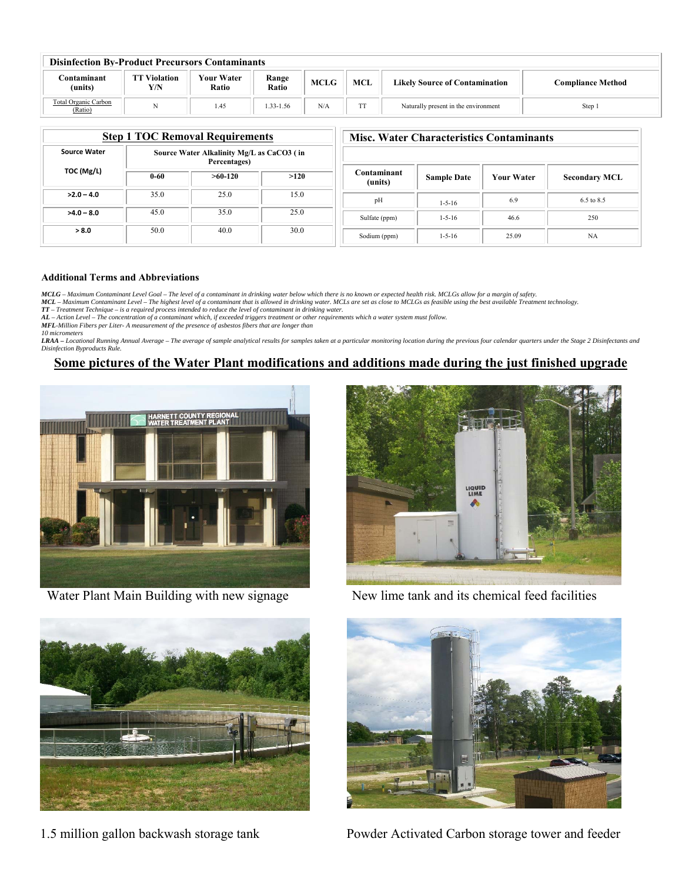**Disinfection By-Product Precursors Contaminants**

| Contaminant (units) | TT Violation Y/N | Your Water Ratio | Range Ratio | MCLG | MCL | Likely Source of Contamination | Compliance Method |
|---|---|---|---|---|---|---|---|
| Total Organic Carbon (Ratio) | N | 1.45 | 1.33-1.56 | N/A | TT | Naturally present in the environment | Step 1 |

**Step 1 TOC Removal Requirements**

| Source Water TOC (Mg/L) | Source Water Alkalinity Mg/L as CaCO3 (in Percentages) | | |
|---|---|---|---|
| | 0-60 | >60-120 | >120 |
| >2.0 – 4.0 | 35.0 | 25.0 | 15.0 |
| >4.0 – 8.0 | 45.0 | 35.0 | 25.0 |
| > 8.0 | 50.0 | 40.0 | 30.0 |

**Misc. Water Characteristics Contaminants**

| Contaminant (units) | Sample Date | Your Water | Secondary MCL |
|---|---|---|---|
| pH | 1-5-16 | 6.9 | 6.5 to 8.5 |
| Sulfate (ppm) | 1-5-16 | 46.6 | 250 |
| Sodium (ppm) | 1-5-16 | 25.09 | NA |

**Additional Terms and Abbreviations**

***MCLG*** *– Maximum Contaminant Level Goal – The level of a contaminant in drinking water below which there is no known or expected health risk. MCLGs allow for a margin of safety.*
***MCL*** *– Maximum Contaminant Level – The highest level of a contaminant that is allowed in drinking water. MCLs are set as close to MCLGs as feasible using the best available Treatment technology.*
***TT*** *– Treatment Technique – is a required process intended to reduce the level of contaminant in drinking water.*
***AL*** *– Action Level – The concentration of a contaminant which, if exceeded triggers treatment or other requirements which a water system must follow.*
***MFL****-Million Fibers per Liter- A measurement of the presence of asbestos fibers that are longer than 10 micrometers*
***LRAA*** *– Locational Running Annual Average – The average of sample analytical results for samples taken at a particular monitoring location during the previous four calendar quarters under the Stage 2 Disinfectants and Disinfection Byproducts Rule.*

## Some pictures of the Water Plant modifications and additions made during the just finished upgrade

Water Plant Main Building with new signage

New lime tank and its chemical feed facilities

1.5 million gallon backwash storage tank

Powder Activated Carbon storage tower and feeder